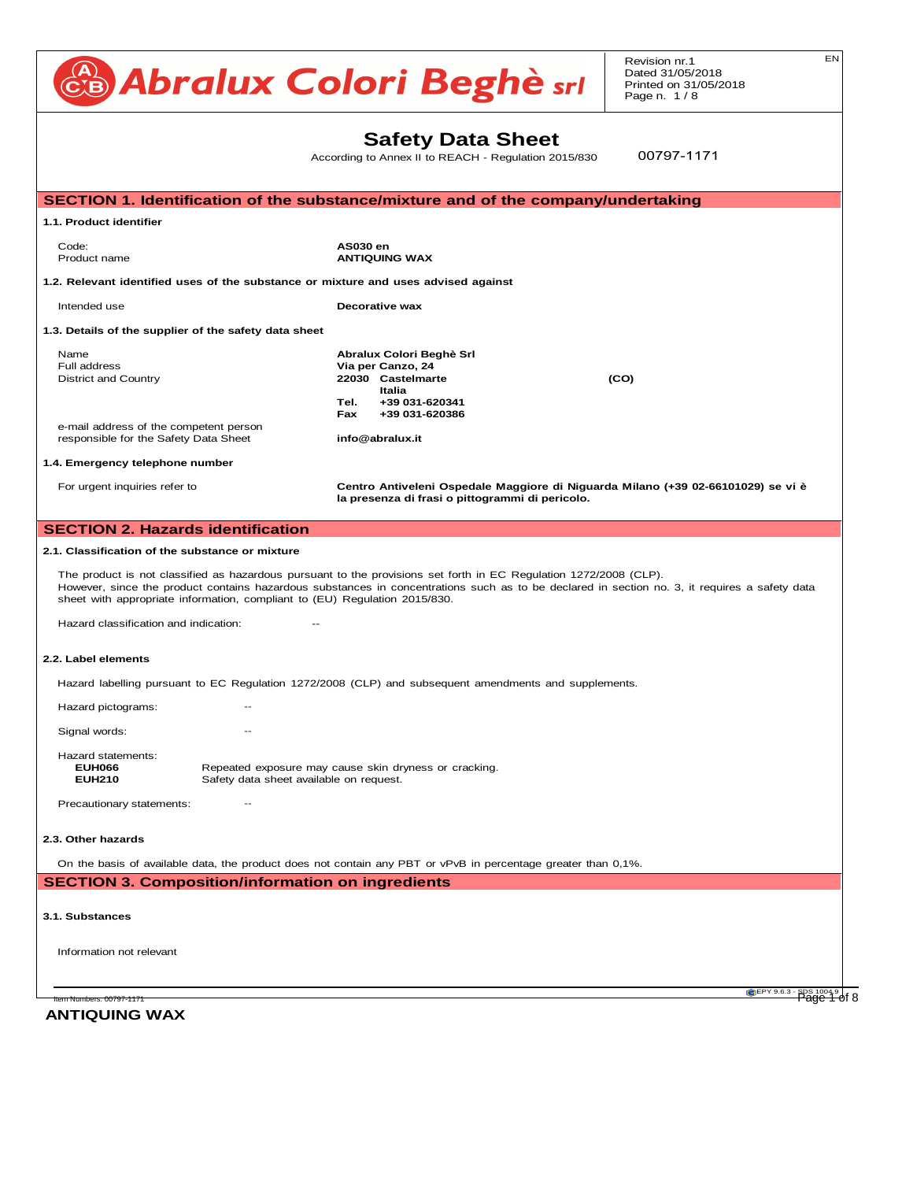**Abralux Colori Beghè srl**

Revision nr.1
Dated 31/05/2018
Printed on 31/05/2018

EN

# Safety Data Sheet

According to Annex II to REACH - Regulation 2015/830

00797-1171

## SECTION 1. Identification of the substance/mixture and of the company/undertaking

### 1.1. Product identifier

| | |
|---|---|
| Code: | **AS030 en** |
| Product name | **ANTIQUING WAX** |

### 1.2. Relevant identified uses of the substance or mixture and uses advised against

| | |
|---|---|
| Intended use | **Decorative wax** |

### 1.3. Details of the supplier of the safety data sheet

| | |
|---|---|
| Name | **Abralux Colori Beghè Srl** |
| Full address | **Via per Canzo, 24** |
| District and Country | **22030 Castelmarte (CO)** <br> **Italia** <br> **Tel. +39 031-620341** <br> **Fax +39 031-620386** |
| e-mail address of the competent person responsible for the Safety Data Sheet | **info@abralux.it** |

### 1.4. Emergency telephone number

| | |
|---|---|
| For urgent inquiries refer to | **Centro Antiveleni Ospedale Maggiore di Niguarda Milano (+39 02-66101029) se vi è la presenza di frasi o pittogrammi di pericolo.** |

## SECTION 2. Hazards identification

### 2.1. Classification of the substance or mixture

The product is not classified as hazardous pursuant to the provisions set forth in EC Regulation 1272/2008 (CLP).
However, since the product contains hazardous substances in concentrations such as to be declared in section no. 3, it requires a safety data sheet with appropriate information, compliant to (EU) Regulation 2015/830.

Hazard classification and indication: --

### 2.2. Label elements

Hazard labelling pursuant to EC Regulation 1272/2008 (CLP) and subsequent amendments and supplements.

Hazard pictograms: --

Signal words: --

Hazard statements:

| | |
|---|---|
| **EUH066** | Repeated exposure may cause skin dryness or cracking. |
| **EUH210** | Safety data sheet available on request. |

Precautionary statements: --

### 2.3. Other hazards

On the basis of available data, the product does not contain any PBT or vPvB in percentage greater than 0,1%.

## SECTION 3. Composition/information on ingredients

### 3.1. Substances

Information not relevant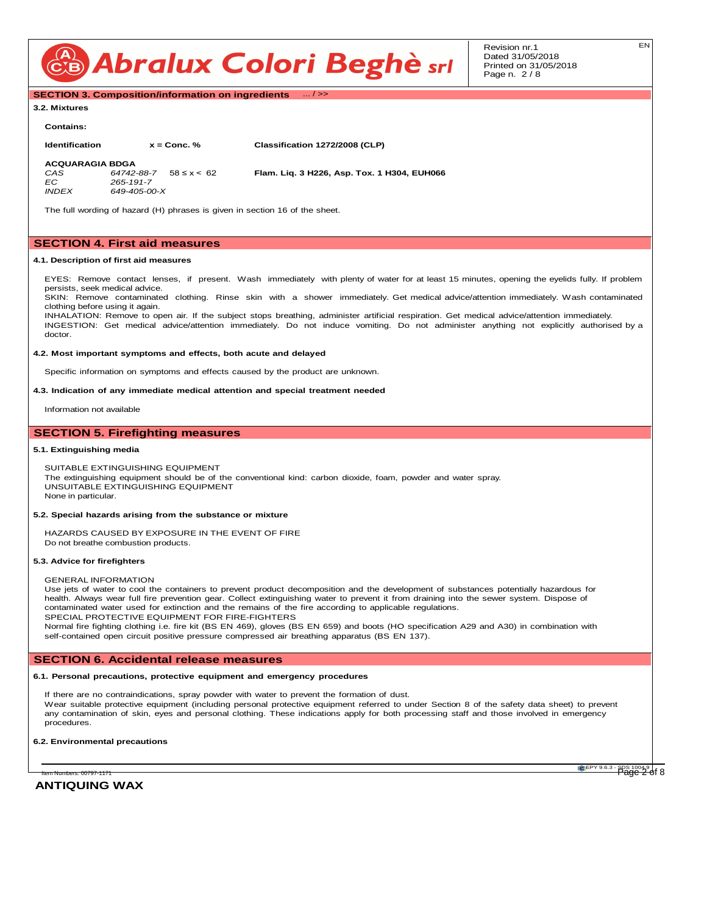## SECTION 3. Composition/information on ingredients ... / >>

### 3.2. Mixtures

**Contains:**

| Identification | | x = Conc. % | Classification 1272/2008 (CLP) |
|---|---|---|---|
| **ACQUARAGIA BDGA** | | | |
| *CAS* | *64742-88-7* | 58 ≤ x < 62 | **Flam. Liq. 3 H226, Asp. Tox. 1 H304, EUH066** |
| *EC* | *265-191-7* | | |
| *INDEX* | *649-405-00-X* | | |

The full wording of hazard (H) phrases is given in section 16 of the sheet.

## SECTION 4. First aid measures

### 4.1. Description of first aid measures

EYES: Remove contact lenses, if present. Wash immediately with plenty of water for at least 15 minutes, opening the eyelids fully. If problem persists, seek medical advice.
SKIN: Remove contaminated clothing. Rinse skin with a shower immediately. Get medical advice/attention immediately. Wash contaminated clothing before using it again.
INHALATION: Remove to open air. If the subject stops breathing, administer artificial respiration. Get medical advice/attention immediately.
INGESTION: Get medical advice/attention immediately. Do not induce vomiting. Do not administer anything not explicitly authorised by a doctor.

### 4.2. Most important symptoms and effects, both acute and delayed

Specific information on symptoms and effects caused by the product are unknown.

### 4.3. Indication of any immediate medical attention and special treatment needed

Information not available

## SECTION 5. Firefighting measures

### 5.1. Extinguishing media

SUITABLE EXTINGUISHING EQUIPMENT
The extinguishing equipment should be of the conventional kind: carbon dioxide, foam, powder and water spray.
UNSUITABLE EXTINGUISHING EQUIPMENT
None in particular.

### 5.2. Special hazards arising from the substance or mixture

HAZARDS CAUSED BY EXPOSURE IN THE EVENT OF FIRE
Do not breathe combustion products.

### 5.3. Advice for firefighters

GENERAL INFORMATION
Use jets of water to cool the containers to prevent product decomposition and the development of substances potentially hazardous for health. Always wear full fire prevention gear. Collect extinguishing water to prevent it from draining into the sewer system. Dispose of contaminated water used for extinction and the remains of the fire according to applicable regulations.
SPECIAL PROTECTIVE EQUIPMENT FOR FIRE-FIGHTERS
Normal fire fighting clothing i.e. fire kit (BS EN 469), gloves (BS EN 659) and boots (HO specification A29 and A30) in combination with self-contained open circuit positive pressure compressed air breathing apparatus (BS EN 137).

## SECTION 6. Accidental release measures

### 6.1. Personal precautions, protective equipment and emergency procedures

If there are no contraindications, spray powder with water to prevent the formation of dust.
Wear suitable protective equipment (including personal protective equipment referred to under Section 8 of the safety data sheet) to prevent any contamination of skin, eyes and personal clothing. These indications apply for both processing staff and those involved in emergency procedures.

### 6.2. Environmental precautions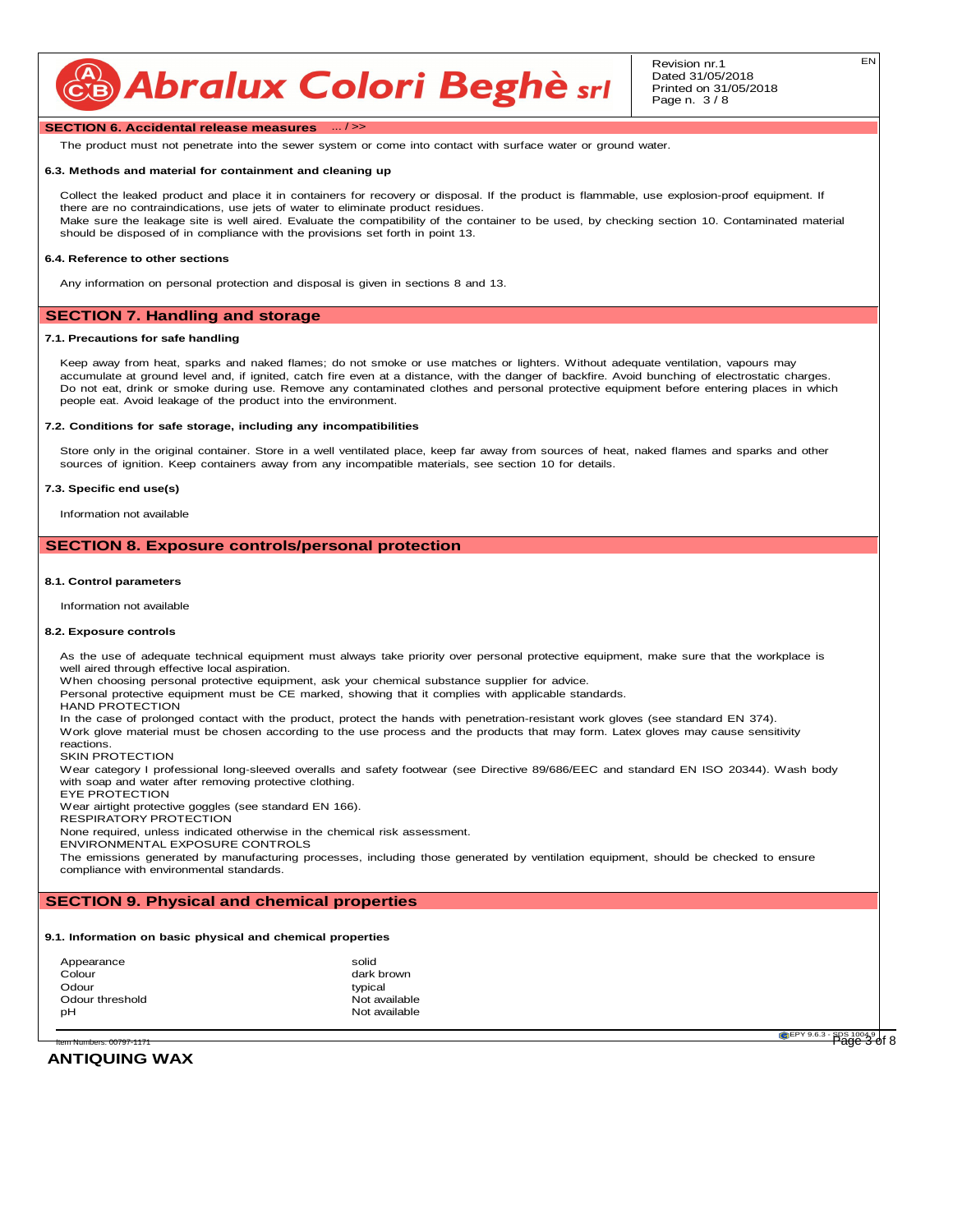## SECTION 6. Accidental release measures ... / >>

The product must not penetrate into the sewer system or come into contact with surface water or ground water.

### 6.3. Methods and material for containment and cleaning up

Collect the leaked product and place it in containers for recovery or disposal. If the product is flammable, use explosion-proof equipment. If there are no contraindications, use jets of water to eliminate product residues.
Make sure the leakage site is well aired. Evaluate the compatibility of the container to be used, by checking section 10. Contaminated material should be disposed of in compliance with the provisions set forth in point 13.

### 6.4. Reference to other sections

Any information on personal protection and disposal is given in sections 8 and 13.

## SECTION 7. Handling and storage

### 7.1. Precautions for safe handling

Keep away from heat, sparks and naked flames; do not smoke or use matches or lighters. Without adequate ventilation, vapours may accumulate at ground level and, if ignited, catch fire even at a distance, with the danger of backfire. Avoid bunching of electrostatic charges. Do not eat, drink or smoke during use. Remove any contaminated clothes and personal protective equipment before entering places in which people eat. Avoid leakage of the product into the environment.

### 7.2. Conditions for safe storage, including any incompatibilities

Store only in the original container. Store in a well ventilated place, keep far away from sources of heat, naked flames and sparks and other sources of ignition. Keep containers away from any incompatible materials, see section 10 for details.

### 7.3. Specific end use(s)

Information not available

## SECTION 8. Exposure controls/personal protection

### 8.1. Control parameters

Information not available

### 8.2. Exposure controls

As the use of adequate technical equipment must always take priority over personal protective equipment, make sure that the workplace is well aired through effective local aspiration.
When choosing personal protective equipment, ask your chemical substance supplier for advice.
Personal protective equipment must be CE marked, showing that it complies with applicable standards.
HAND PROTECTION
In the case of prolonged contact with the product, protect the hands with penetration-resistant work gloves (see standard EN 374).
Work glove material must be chosen according to the use process and the products that may form. Latex gloves may cause sensitivity reactions.
SKIN PROTECTION
Wear category I professional long-sleeved overalls and safety footwear (see Directive 89/686/EEC and standard EN ISO 20344). Wash body with soap and water after removing protective clothing.
EYE PROTECTION
Wear airtight protective goggles (see standard EN 166).
RESPIRATORY PROTECTION
None required, unless indicated otherwise in the chemical risk assessment.
ENVIRONMENTAL EXPOSURE CONTROLS
The emissions generated by manufacturing processes, including those generated by ventilation equipment, should be checked to ensure compliance with environmental standards.

## SECTION 9. Physical and chemical properties

### 9.1. Information on basic physical and chemical properties

| | |
|---|---|
| Appearance | solid |
| Colour | dark brown |
| Odour | typical |
| Odour threshold | Not available |
| pH | Not available |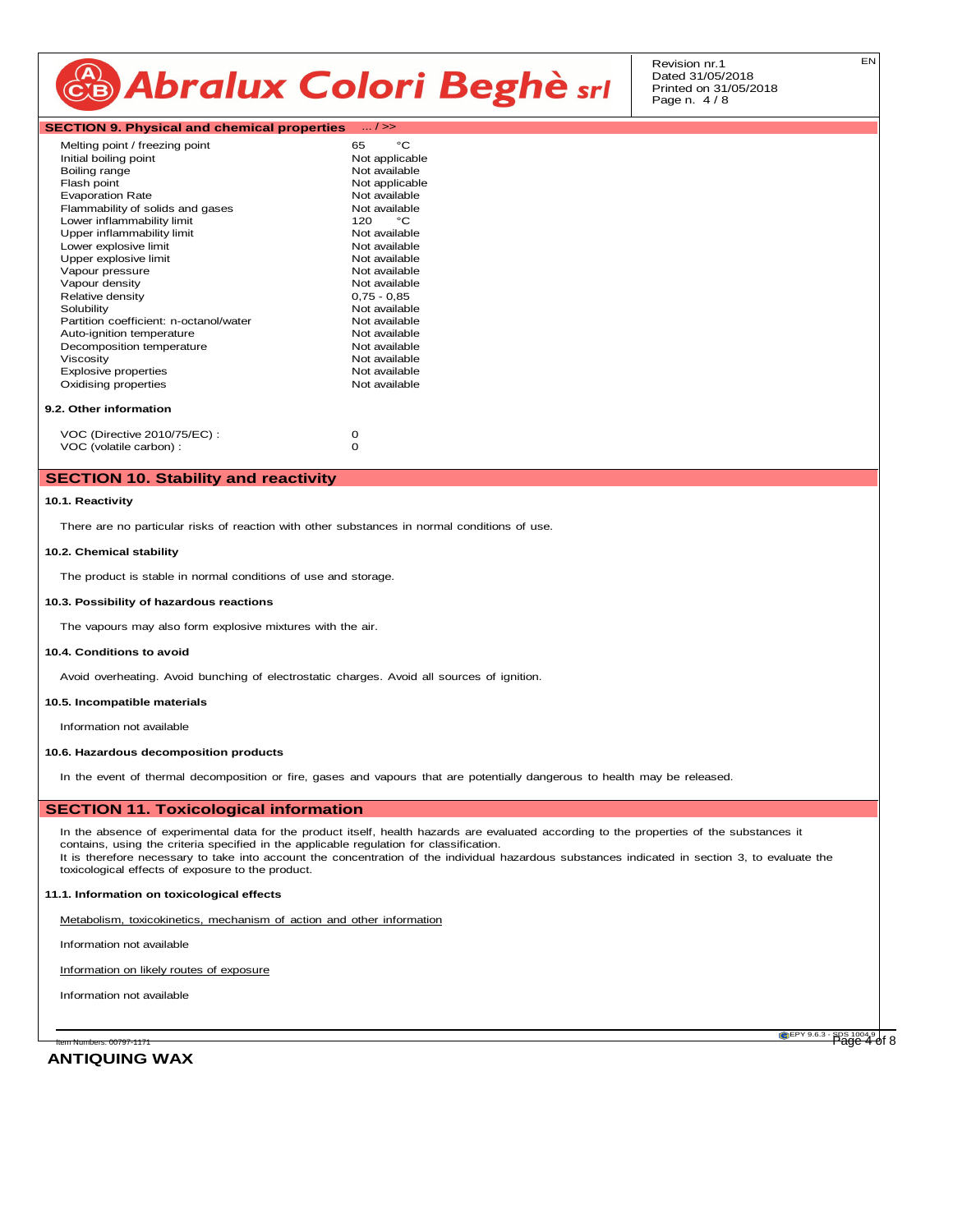## SECTION 9. Physical and chemical properties ... / >>

| | |
|---|---|
| Melting point / freezing point | 65 °C |
| Initial boiling point | Not applicable |
| Boiling range | Not available |
| Flash point | Not applicable |
| Evaporation Rate | Not available |
| Flammability of solids and gases | Not available |
| Lower inflammability limit | 120 °C |
| Upper inflammability limit | Not available |
| Lower explosive limit | Not available |
| Upper explosive limit | Not available |
| Vapour pressure | Not available |
| Vapour density | Not available |
| Relative density | 0,75 - 0,85 |
| Solubility | Not available |
| Partition coefficient: n-octanol/water | Not available |
| Auto-ignition temperature | Not available |
| Decomposition temperature | Not available |
| Viscosity | Not available |
| Explosive properties | Not available |
| Oxidising properties | Not available |

### 9.2. Other information

| | |
|---|---|
| VOC (Directive 2010/75/EC) : | 0 |
| VOC (volatile carbon) : | 0 |

## SECTION 10. Stability and reactivity

### 10.1. Reactivity

There are no particular risks of reaction with other substances in normal conditions of use.

### 10.2. Chemical stability

The product is stable in normal conditions of use and storage.

### 10.3. Possibility of hazardous reactions

The vapours may also form explosive mixtures with the air.

### 10.4. Conditions to avoid

Avoid overheating. Avoid bunching of electrostatic charges. Avoid all sources of ignition.

### 10.5. Incompatible materials

Information not available

### 10.6. Hazardous decomposition products

In the event of thermal decomposition or fire, gases and vapours that are potentially dangerous to health may be released.

## SECTION 11. Toxicological information

In the absence of experimental data for the product itself, health hazards are evaluated according to the properties of the substances it contains, using the criteria specified in the applicable regulation for classification.
It is therefore necessary to take into account the concentration of the individual hazardous substances indicated in section 3, to evaluate the toxicological effects of exposure to the product.

### 11.1. Information on toxicological effects

Metabolism, toxicokinetics, mechanism of action and other information

Information not available

Information on likely routes of exposure

Information not available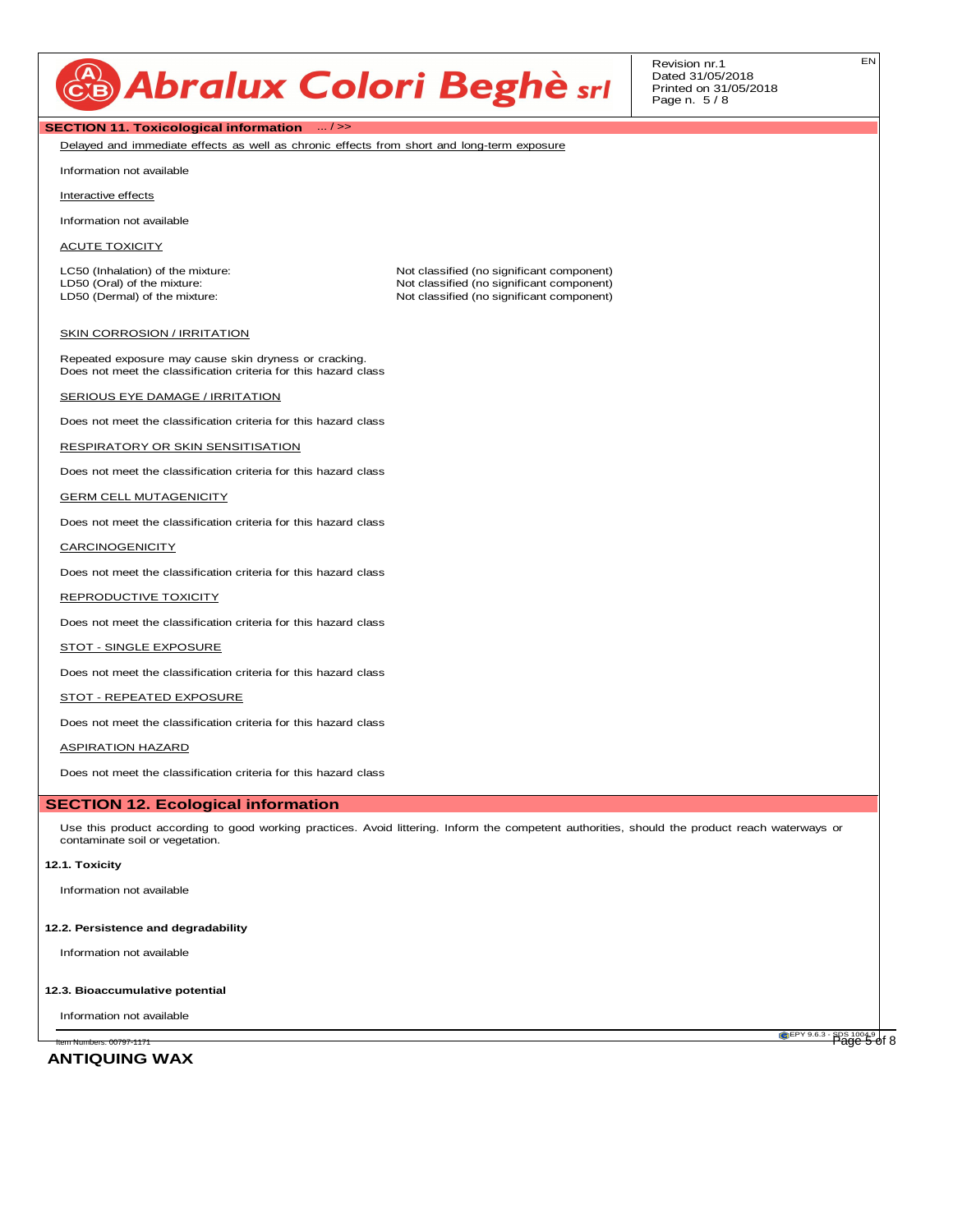## SECTION 11. Toxicological information ... / >>

Delayed and immediate effects as well as chronic effects from short and long-term exposure

Information not available

Interactive effects

Information not available

ACUTE TOXICITY

| | |
|---|---|
| LC50 (Inhalation) of the mixture: | Not classified (no significant component) |
| LD50 (Oral) of the mixture: | Not classified (no significant component) |
| LD50 (Dermal) of the mixture: | Not classified (no significant component) |

SKIN CORROSION / IRRITATION

Repeated exposure may cause skin dryness or cracking.
Does not meet the classification criteria for this hazard class

SERIOUS EYE DAMAGE / IRRITATION

Does not meet the classification criteria for this hazard class

RESPIRATORY OR SKIN SENSITISATION

Does not meet the classification criteria for this hazard class

GERM CELL MUTAGENICITY

Does not meet the classification criteria for this hazard class

CARCINOGENICITY

Does not meet the classification criteria for this hazard class

REPRODUCTIVE TOXICITY

Does not meet the classification criteria for this hazard class

STOT - SINGLE EXPOSURE

Does not meet the classification criteria for this hazard class

STOT - REPEATED EXPOSURE

Does not meet the classification criteria for this hazard class

ASPIRATION HAZARD

Does not meet the classification criteria for this hazard class

## SECTION 12. Ecological information

Use this product according to good working practices. Avoid littering. Inform the competent authorities, should the product reach waterways or contaminate soil or vegetation.

### 12.1. Toxicity

Information not available

### 12.2. Persistence and degradability

Information not available

### 12.3. Bioaccumulative potential

Information not available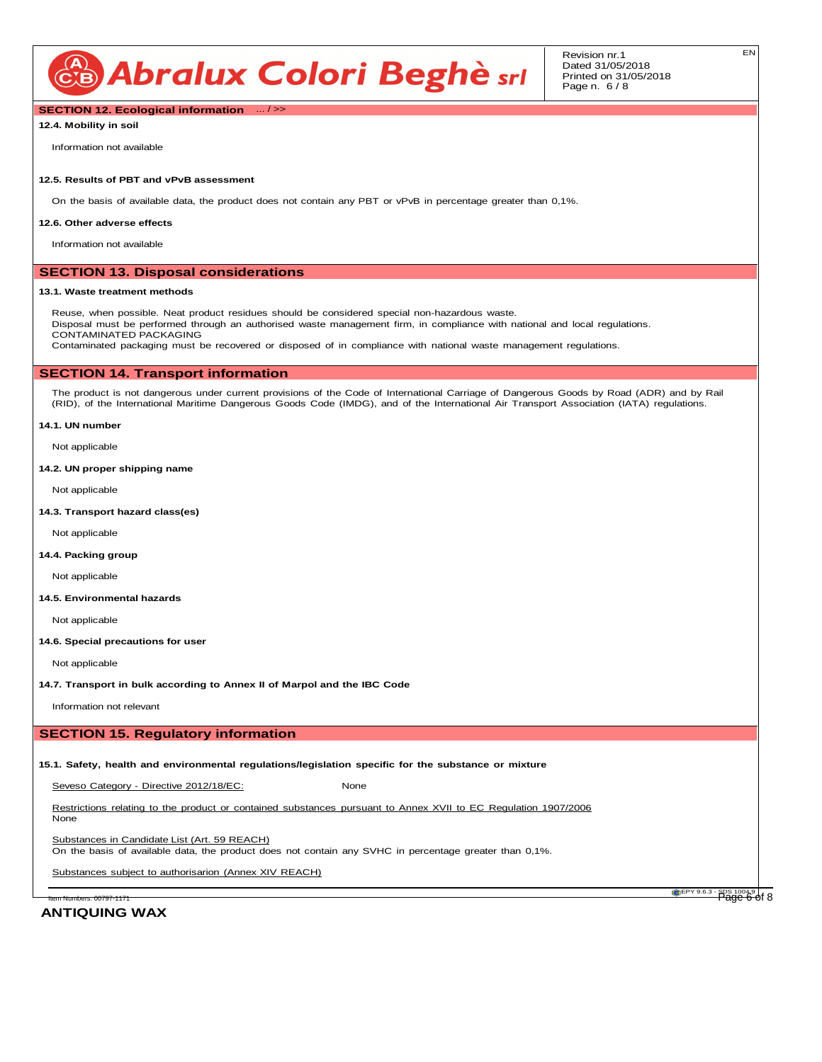## SECTION 12. Ecological information ... / >>

### 12.4. Mobility in soil

Information not available

### 12.5. Results of PBT and vPvB assessment

On the basis of available data, the product does not contain any PBT or vPvB in percentage greater than 0,1%.

### 12.6. Other adverse effects

Information not available

## SECTION 13. Disposal considerations

### 13.1. Waste treatment methods

Reuse, when possible. Neat product residues should be considered special non-hazardous waste.
Disposal must be performed through an authorised waste management firm, in compliance with national and local regulations.
CONTAMINATED PACKAGING
Contaminated packaging must be recovered or disposed of in compliance with national waste management regulations.

## SECTION 14. Transport information

The product is not dangerous under current provisions of the Code of International Carriage of Dangerous Goods by Road (ADR) and by Rail (RID), of the International Maritime Dangerous Goods Code (IMDG), and of the International Air Transport Association (IATA) regulations.

### 14.1. UN number

Not applicable

### 14.2. UN proper shipping name

Not applicable

### 14.3. Transport hazard class(es)

Not applicable

### 14.4. Packing group

Not applicable

### 14.5. Environmental hazards

Not applicable

### 14.6. Special precautions for user

Not applicable

### 14.7. Transport in bulk according to Annex II of Marpol and the IBC Code

Information not relevant

## SECTION 15. Regulatory information

### 15.1. Safety, health and environmental regulations/legislation specific for the substance or mixture

Seveso Category - Directive 2012/18/EC: None

Restrictions relating to the product or contained substances pursuant to Annex XVII to EC Regulation 1907/2006
None

Substances in Candidate List (Art. 59 REACH)
On the basis of available data, the product does not contain any SVHC in percentage greater than 0,1%.

Substances subject to authorisarion (Annex XIV REACH)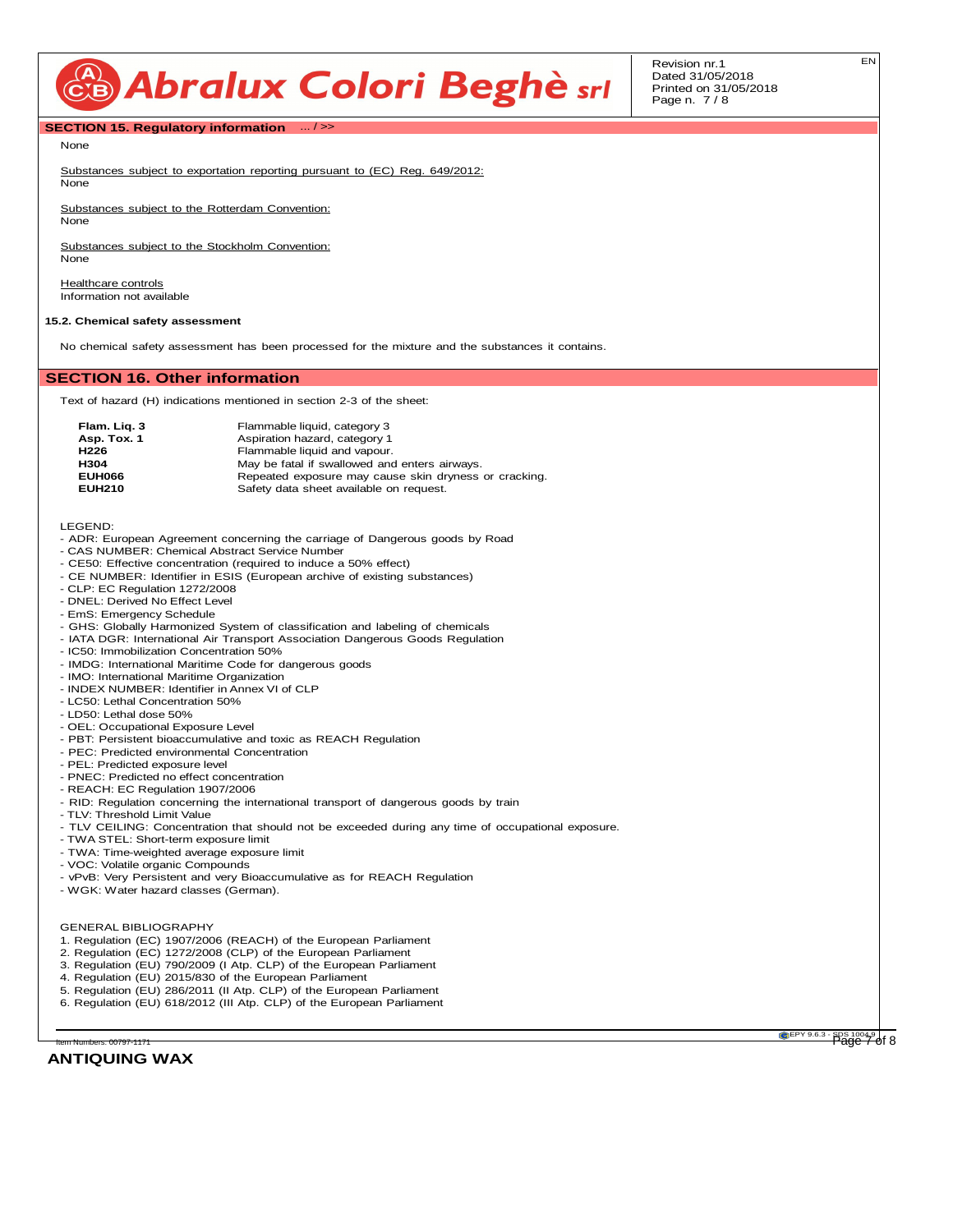## SECTION 15. Regulatory information ... / >>

None

Substances subject to exportation reporting pursuant to (EC) Reg. 649/2012:
None

Substances subject to the Rotterdam Convention:
None

Substances subject to the Stockholm Convention:
None

Healthcare controls
Information not available

**15.2. Chemical safety assessment**

No chemical safety assessment has been processed for the mixture and the substances it contains.

## SECTION 16. Other information

Text of hazard (H) indications mentioned in section 2-3 of the sheet:

| | |
|---|---|
| **Flam. Liq. 3** | Flammable liquid, category 3 |
| **Asp. Tox. 1** | Aspiration hazard, category 1 |
| **H226** | Flammable liquid and vapour. |
| **H304** | May be fatal if swallowed and enters airways. |
| **EUH066** | Repeated exposure may cause skin dryness or cracking. |
| **EUH210** | Safety data sheet available on request. |

LEGEND:

- ADR: European Agreement concerning the carriage of Dangerous goods by Road
- CAS NUMBER: Chemical Abstract Service Number
- CE50: Effective concentration (required to induce a 50% effect)
- CE NUMBER: Identifier in ESIS (European archive of existing substances)
- CLP: EC Regulation 1272/2008
- DNEL: Derived No Effect Level
- EmS: Emergency Schedule
- GHS: Globally Harmonized System of classification and labeling of chemicals
- IATA DGR: International Air Transport Association Dangerous Goods Regulation
- IC50: Immobilization Concentration 50%
- IMDG: International Maritime Code for dangerous goods
- IMO: International Maritime Organization
- INDEX NUMBER: Identifier in Annex VI of CLP
- LC50: Lethal Concentration 50%
- LD50: Lethal dose 50%
- OEL: Occupational Exposure Level
- PBT: Persistent bioaccumulative and toxic as REACH Regulation
- PEC: Predicted environmental Concentration
- PEL: Predicted exposure level
- PNEC: Predicted no effect concentration
- REACH: EC Regulation 1907/2006
- RID: Regulation concerning the international transport of dangerous goods by train
- TLV: Threshold Limit Value
- TLV CEILING: Concentration that should not be exceeded during any time of occupational exposure.
- TWA STEL: Short-term exposure limit
- TWA: Time-weighted average exposure limit
- VOC: Volatile organic Compounds
- vPvB: Very Persistent and very Bioaccumulative as for REACH Regulation
- WGK: Water hazard classes (German).

GENERAL BIBLIOGRAPHY

1. Regulation (EC) 1907/2006 (REACH) of the European Parliament
2. Regulation (EC) 1272/2008 (CLP) of the European Parliament
3. Regulation (EU) 790/2009 (I Atp. CLP) of the European Parliament
4. Regulation (EU) 2015/830 of the European Parliament
5. Regulation (EU) 286/2011 (II Atp. CLP) of the European Parliament
6. Regulation (EU) 618/2012 (III Atp. CLP) of the European Parliament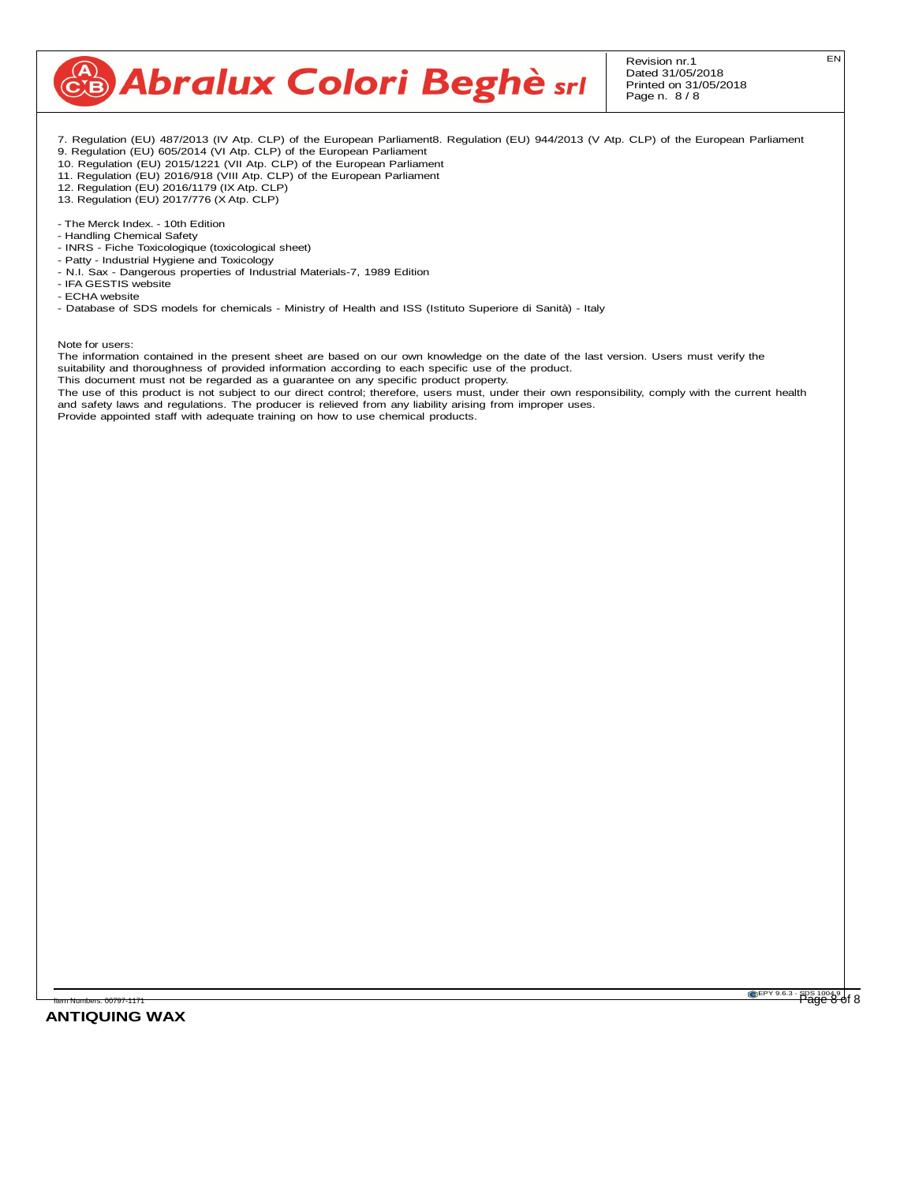7. Regulation (EU) 487/2013 (IV Atp. CLP) of the European Parliament8. Regulation (EU) 944/2013 (V Atp. CLP) of the European Parliament
9. Regulation (EU) 605/2014 (VI Atp. CLP) of the European Parliament
10. Regulation (EU) 2015/1221 (VII Atp. CLP) of the European Parliament
11. Regulation (EU) 2016/918 (VIII Atp. CLP) of the European Parliament
12. Regulation (EU) 2016/1179 (IX Atp. CLP)
13. Regulation (EU) 2017/776 (X Atp. CLP)

- The Merck Index. - 10th Edition
- Handling Chemical Safety
- INRS - Fiche Toxicologique (toxicological sheet)
- Patty - Industrial Hygiene and Toxicology
- N.I. Sax - Dangerous properties of Industrial Materials-7, 1989 Edition
- IFA GESTIS website
- ECHA website
- Database of SDS models for chemicals - Ministry of Health and ISS (Istituto Superiore di Sanità) - Italy

Note for users:
The information contained in the present sheet are based on our own knowledge on the date of the last version. Users must verify the suitability and thoroughness of provided information according to each specific use of the product.
This document must not be regarded as a guarantee on any specific product property.
The use of this product is not subject to our direct control; therefore, users must, under their own responsibility, comply with the current health and safety laws and regulations. The producer is relieved from any liability arising from improper uses.
Provide appointed staff with adequate training on how to use chemical products.